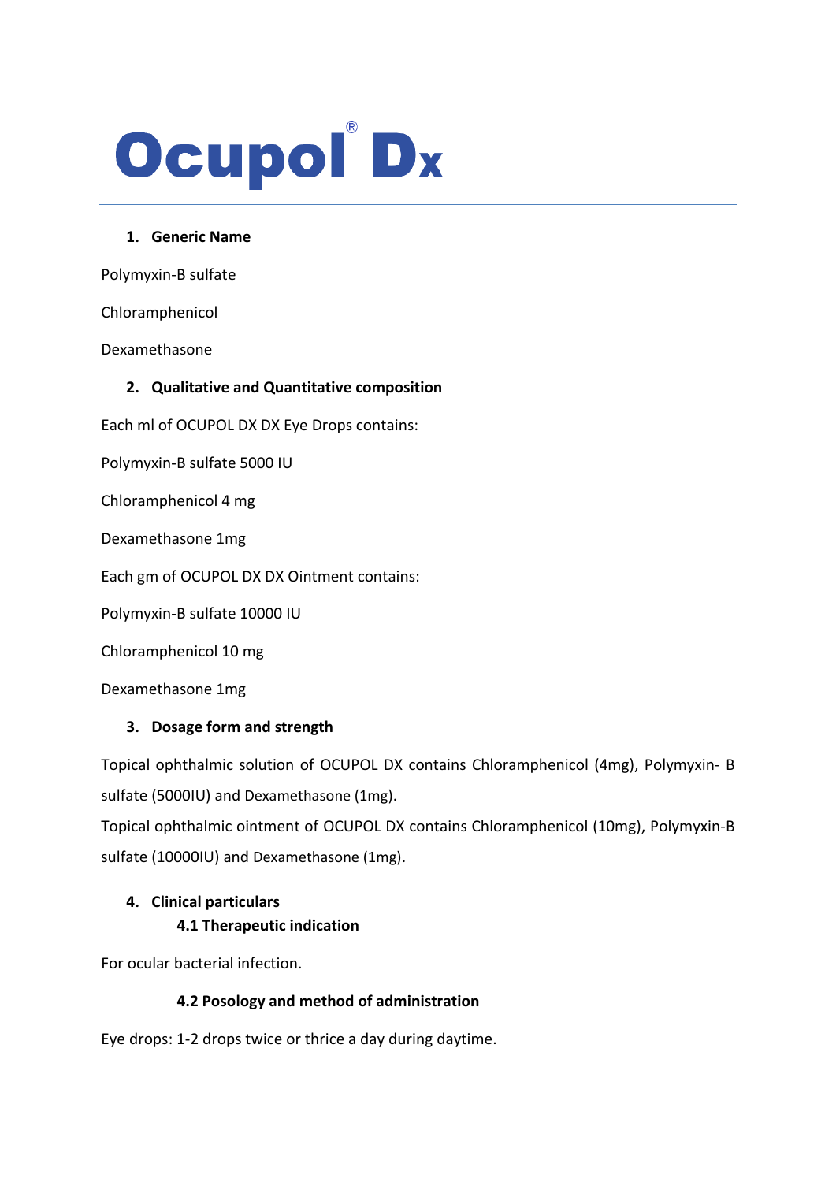# Ocupol® Dx

## 1. Generic Name

Polymyxin-B sulfate

Chloramphenicol

Dexamethasone

## 2. Qualitative and Quantitative composition

Each ml of OCUPOL DX DX Eye Drops contains:

Polymyxin-B sulfate 5000 IU

Chloramphenicol 4 mg

Dexamethasone 1mg

Each gm of OCUPOL DX DX Ointment contains:

Polymyxin-B sulfate 10000 IU

Chloramphenicol 10 mg

Dexamethasone 1mg

## 3. Dosage form and strength

Topical ophthalmic solution of OCUPOL DX contains Chloramphenicol (4mg), Polymyxin- B sulfate (5000IU) and Dexamethasone (1mg).

Topical ophthalmic ointment of OCUPOL DX contains Chloramphenicol (10mg), Polymyxin-B sulfate (10000IU) and Dexamethasone (1mg).

## 4. Clinical particulars

### 4.1 Therapeutic indication

For ocular bacterial infection.

### 4.2 Posology and method of administration

Eye drops: 1-2 drops twice or thrice a day during daytime.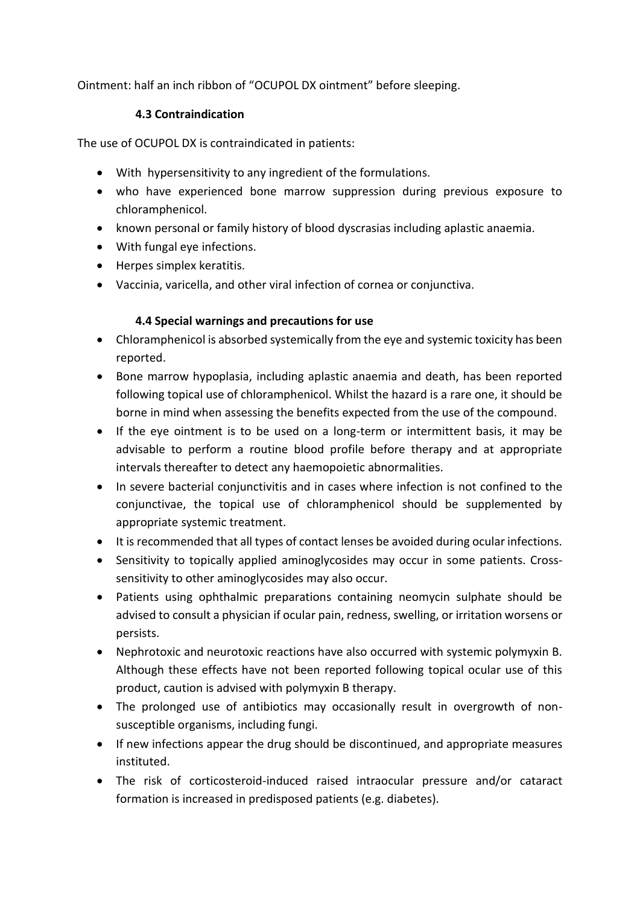Ointment: half an inch ribbon of "OCUPOL DX ointment" before sleeping.

### 4.3 Contraindication

The use of OCUPOL DX is contraindicated in patients:

- With hypersensitivity to any ingredient of the formulations.
- who have experienced bone marrow suppression during previous exposure to chloramphenicol.
- known personal or family history of blood dyscrasias including aplastic anaemia.
- With fungal eye infections.
- Herpes simplex keratitis.
- Vaccinia, varicella, and other viral infection of cornea or conjunctiva.

### 4.4 Special warnings and precautions for use

- Chloramphenicol is absorbed systemically from the eye and systemic toxicity has been reported.
- Bone marrow hypoplasia, including aplastic anaemia and death, has been reported following topical use of chloramphenicol. Whilst the hazard is a rare one, it should be borne in mind when assessing the benefits expected from the use of the compound.
- If the eye ointment is to be used on a long-term or intermittent basis, it may be advisable to perform a routine blood profile before therapy and at appropriate intervals thereafter to detect any haemopoietic abnormalities.
- In severe bacterial conjunctivitis and in cases where infection is not confined to the conjunctivae, the topical use of chloramphenicol should be supplemented by appropriate systemic treatment.
- It is recommended that all types of contact lenses be avoided during ocular infections.
- Sensitivity to topically applied aminoglycosides may occur in some patients. Cross-sensitivity to other aminoglycosides may also occur.
- Patients using ophthalmic preparations containing neomycin sulphate should be advised to consult a physician if ocular pain, redness, swelling, or irritation worsens or persists.
- Nephrotoxic and neurotoxic reactions have also occurred with systemic polymyxin B. Although these effects have not been reported following topical ocular use of this product, caution is advised with polymyxin B therapy.
- The prolonged use of antibiotics may occasionally result in overgrowth of non-susceptible organisms, including fungi.
- If new infections appear the drug should be discontinued, and appropriate measures instituted.
- The risk of corticosteroid-induced raised intraocular pressure and/or cataract formation is increased in predisposed patients (e.g. diabetes).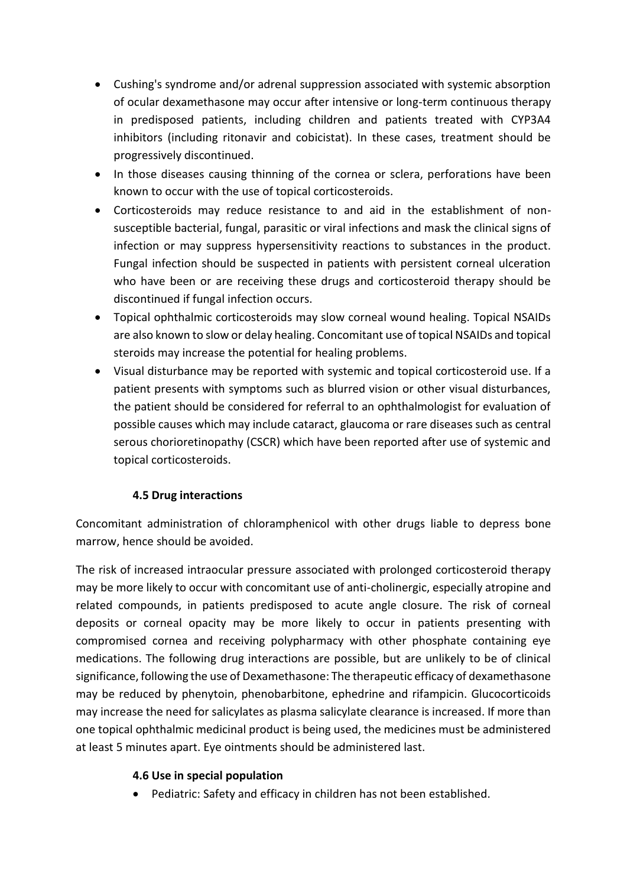- Cushing's syndrome and/or adrenal suppression associated with systemic absorption of ocular dexamethasone may occur after intensive or long-term continuous therapy in predisposed patients, including children and patients treated with CYP3A4 inhibitors (including ritonavir and cobicistat). In these cases, treatment should be progressively discontinued.
- In those diseases causing thinning of the cornea or sclera, perforations have been known to occur with the use of topical corticosteroids.
- Corticosteroids may reduce resistance to and aid in the establishment of non-susceptible bacterial, fungal, parasitic or viral infections and mask the clinical signs of infection or may suppress hypersensitivity reactions to substances in the product. Fungal infection should be suspected in patients with persistent corneal ulceration who have been or are receiving these drugs and corticosteroid therapy should be discontinued if fungal infection occurs.
- Topical ophthalmic corticosteroids may slow corneal wound healing. Topical NSAIDs are also known to slow or delay healing. Concomitant use of topical NSAIDs and topical steroids may increase the potential for healing problems.
- Visual disturbance may be reported with systemic and topical corticosteroid use. If a patient presents with symptoms such as blurred vision or other visual disturbances, the patient should be considered for referral to an ophthalmologist for evaluation of possible causes which may include cataract, glaucoma or rare diseases such as central serous chorioretinopathy (CSCR) which have been reported after use of systemic and topical corticosteroids.

### 4.5 Drug interactions

Concomitant administration of chloramphenicol with other drugs liable to depress bone marrow, hence should be avoided.

The risk of increased intraocular pressure associated with prolonged corticosteroid therapy may be more likely to occur with concomitant use of anti-cholinergic, especially atropine and related compounds, in patients predisposed to acute angle closure. The risk of corneal deposits or corneal opacity may be more likely to occur in patients presenting with compromised cornea and receiving polypharmacy with other phosphate containing eye medications. The following drug interactions are possible, but are unlikely to be of clinical significance, following the use of Dexamethasone: The therapeutic efficacy of dexamethasone may be reduced by phenytoin, phenobarbitone, ephedrine and rifampicin. Glucocorticoids may increase the need for salicylates as plasma salicylate clearance is increased. If more than one topical ophthalmic medicinal product is being used, the medicines must be administered at least 5 minutes apart. Eye ointments should be administered last.

### 4.6 Use in special population

- Pediatric: Safety and efficacy in children has not been established.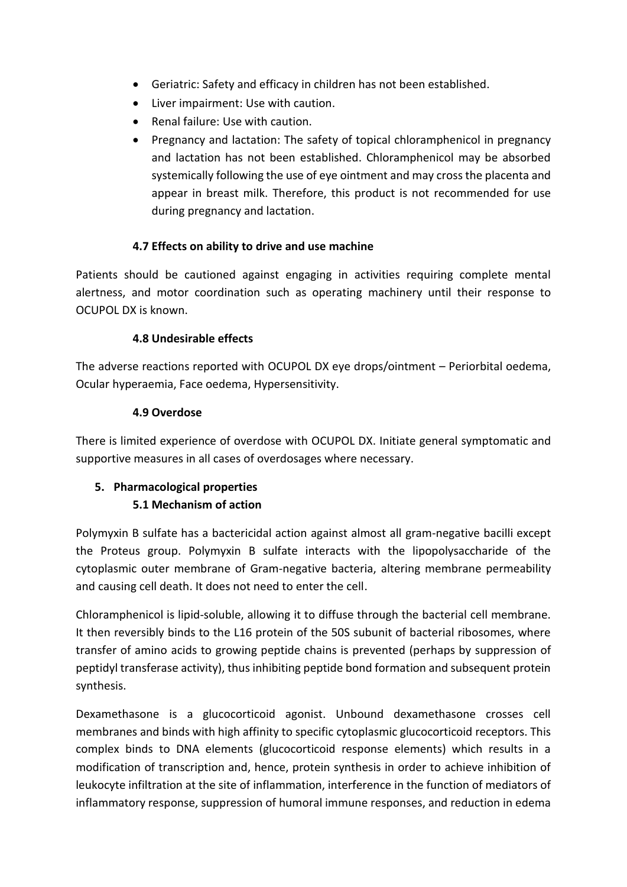- Geriatric: Safety and efficacy in children has not been established.
- Liver impairment: Use with caution.
- Renal failure: Use with caution.
- Pregnancy and lactation: The safety of topical chloramphenicol in pregnancy and lactation has not been established. Chloramphenicol may be absorbed systemically following the use of eye ointment and may cross the placenta and appear in breast milk. Therefore, this product is not recommended for use during pregnancy and lactation.

### 4.7 Effects on ability to drive and use machine

Patients should be cautioned against engaging in activities requiring complete mental alertness, and motor coordination such as operating machinery until their response to OCUPOL DX is known.

### 4.8 Undesirable effects

The adverse reactions reported with OCUPOL DX eye drops/ointment – Periorbital oedema, Ocular hyperaemia, Face oedema, Hypersensitivity.

### 4.9 Overdose

There is limited experience of overdose with OCUPOL DX. Initiate general symptomatic and supportive measures in all cases of overdosages where necessary.

## 5. Pharmacological properties

### 5.1 Mechanism of action

Polymyxin B sulfate has a bactericidal action against almost all gram-negative bacilli except the Proteus group. Polymyxin B sulfate interacts with the lipopolysaccharide of the cytoplasmic outer membrane of Gram-negative bacteria, altering membrane permeability and causing cell death. It does not need to enter the cell.

Chloramphenicol is lipid-soluble, allowing it to diffuse through the bacterial cell membrane. It then reversibly binds to the L16 protein of the 50S subunit of bacterial ribosomes, where transfer of amino acids to growing peptide chains is prevented (perhaps by suppression of peptidyl transferase activity), thus inhibiting peptide bond formation and subsequent protein synthesis.

Dexamethasone is a glucocorticoid agonist. Unbound dexamethasone crosses cell membranes and binds with high affinity to specific cytoplasmic glucocorticoid receptors. This complex binds to DNA elements (glucocorticoid response elements) which results in a modification of transcription and, hence, protein synthesis in order to achieve inhibition of leukocyte infiltration at the site of inflammation, interference in the function of mediators of inflammatory response, suppression of humoral immune responses, and reduction in edema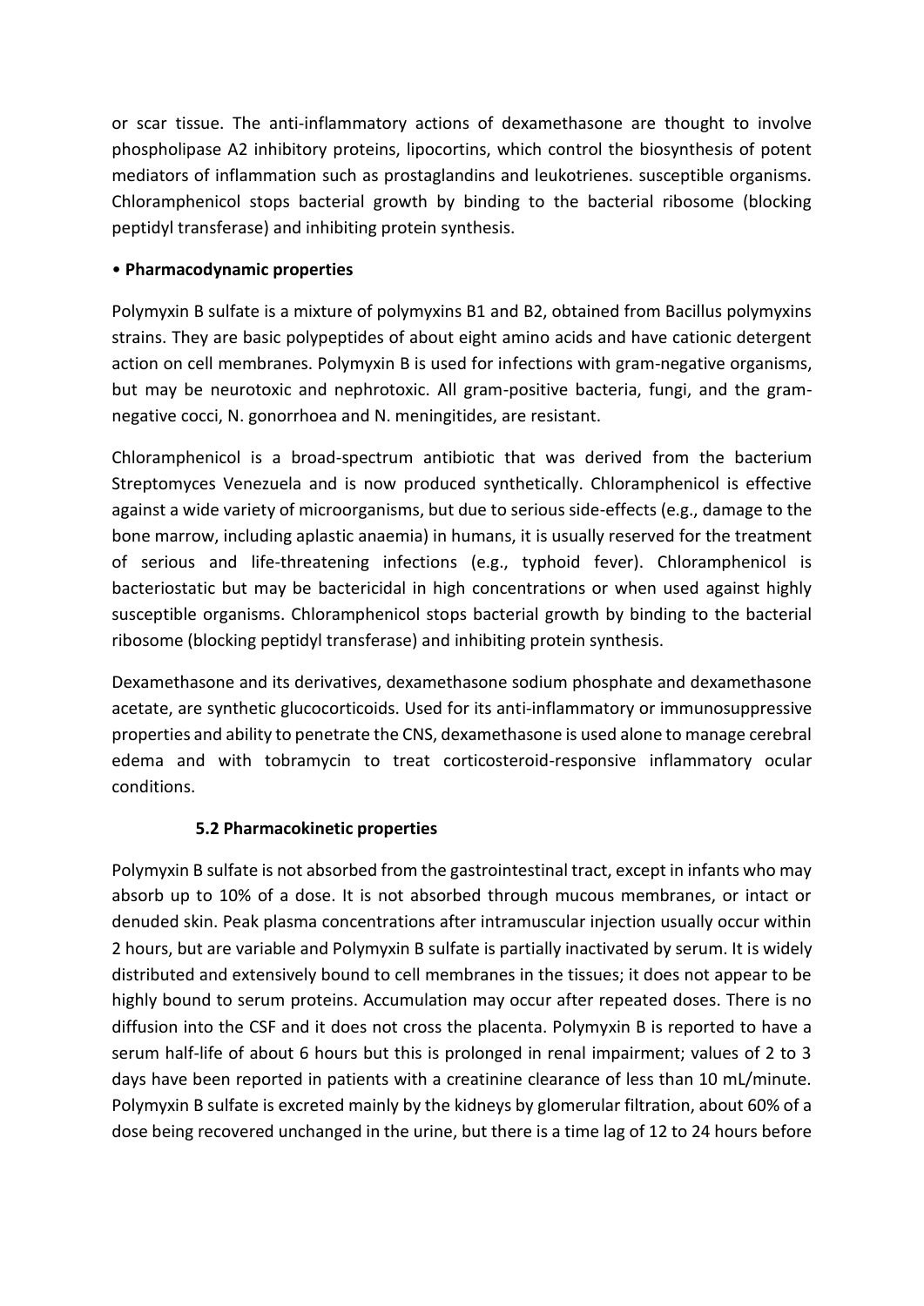or scar tissue. The anti-inflammatory actions of dexamethasone are thought to involve phospholipase A2 inhibitory proteins, lipocortins, which control the biosynthesis of potent mediators of inflammation such as prostaglandins and leukotrienes. susceptible organisms. Chloramphenicol stops bacterial growth by binding to the bacterial ribosome (blocking peptidyl transferase) and inhibiting protein synthesis.

• **Pharmacodynamic properties**

Polymyxin B sulfate is a mixture of polymyxins B1 and B2, obtained from Bacillus polymyxins strains. They are basic polypeptides of about eight amino acids and have cationic detergent action on cell membranes. Polymyxin B is used for infections with gram-negative organisms, but may be neurotoxic and nephrotoxic. All gram-positive bacteria, fungi, and the gram-negative cocci, N. gonorrhoea and N. meningitides, are resistant.

Chloramphenicol is a broad-spectrum antibiotic that was derived from the bacterium Streptomyces Venezuela and is now produced synthetically. Chloramphenicol is effective against a wide variety of microorganisms, but due to serious side-effects (e.g., damage to the bone marrow, including aplastic anaemia) in humans, it is usually reserved for the treatment of serious and life-threatening infections (e.g., typhoid fever). Chloramphenicol is bacteriostatic but may be bactericidal in high concentrations or when used against highly susceptible organisms. Chloramphenicol stops bacterial growth by binding to the bacterial ribosome (blocking peptidyl transferase) and inhibiting protein synthesis.

Dexamethasone and its derivatives, dexamethasone sodium phosphate and dexamethasone acetate, are synthetic glucocorticoids. Used for its anti-inflammatory or immunosuppressive properties and ability to penetrate the CNS, dexamethasone is used alone to manage cerebral edema and with tobramycin to treat corticosteroid-responsive inflammatory ocular conditions.

### 5.2 Pharmacokinetic properties

Polymyxin B sulfate is not absorbed from the gastrointestinal tract, except in infants who may absorb up to 10% of a dose. It is not absorbed through mucous membranes, or intact or denuded skin. Peak plasma concentrations after intramuscular injection usually occur within 2 hours, but are variable and Polymyxin B sulfate is partially inactivated by serum. It is widely distributed and extensively bound to cell membranes in the tissues; it does not appear to be highly bound to serum proteins. Accumulation may occur after repeated doses. There is no diffusion into the CSF and it does not cross the placenta. Polymyxin B is reported to have a serum half-life of about 6 hours but this is prolonged in renal impairment; values of 2 to 3 days have been reported in patients with a creatinine clearance of less than 10 mL/minute. Polymyxin B sulfate is excreted mainly by the kidneys by glomerular filtration, about 60% of a dose being recovered unchanged in the urine, but there is a time lag of 12 to 24 hours before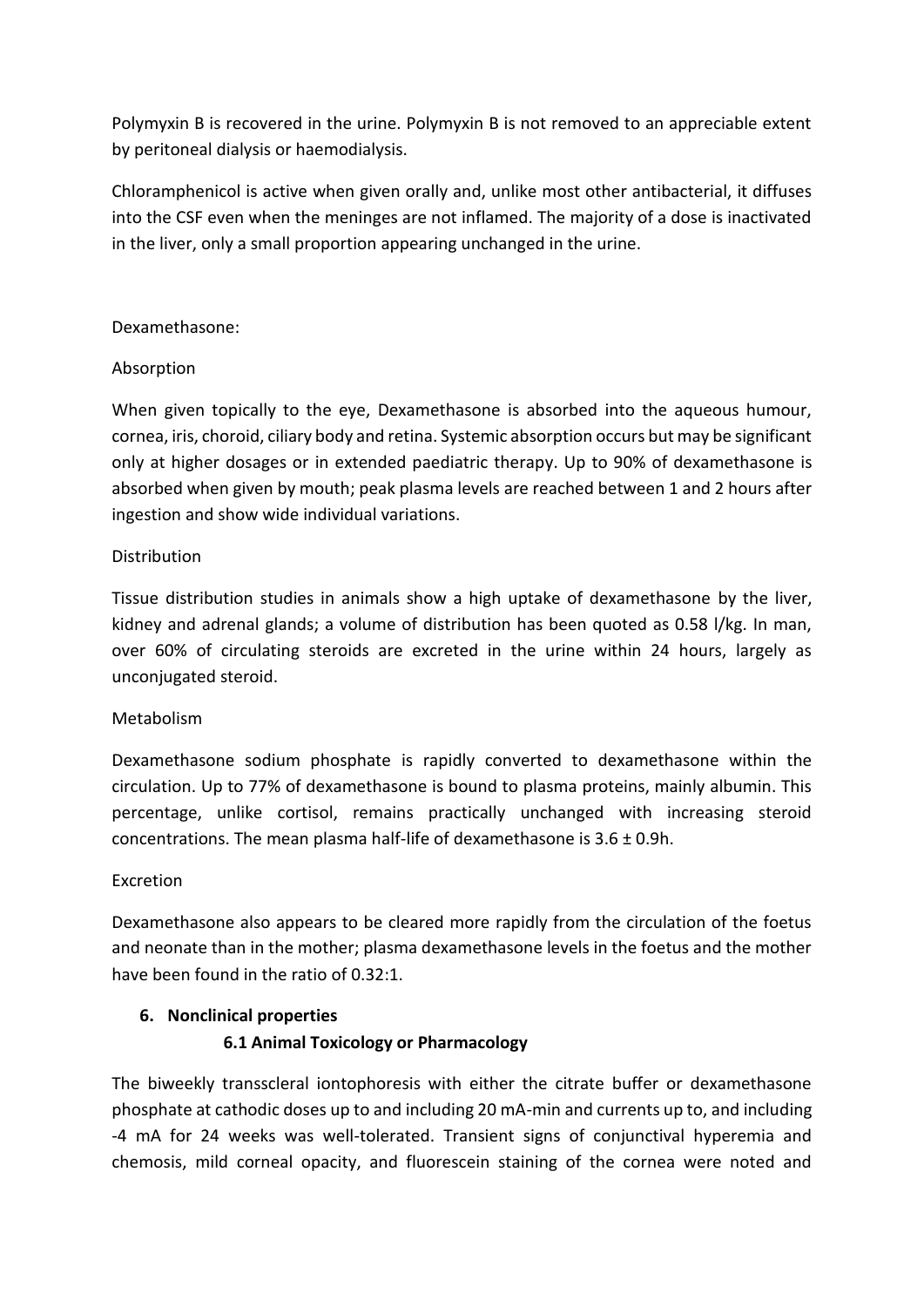Polymyxin B is recovered in the urine. Polymyxin B is not removed to an appreciable extent by peritoneal dialysis or haemodialysis.

Chloramphenicol is active when given orally and, unlike most other antibacterial, it diffuses into the CSF even when the meninges are not inflamed. The majority of a dose is inactivated in the liver, only a small proportion appearing unchanged in the urine.

Dexamethasone:

Absorption

When given topically to the eye, Dexamethasone is absorbed into the aqueous humour, cornea, iris, choroid, ciliary body and retina. Systemic absorption occurs but may be significant only at higher dosages or in extended paediatric therapy. Up to 90% of dexamethasone is absorbed when given by mouth; peak plasma levels are reached between 1 and 2 hours after ingestion and show wide individual variations.

Distribution

Tissue distribution studies in animals show a high uptake of dexamethasone by the liver, kidney and adrenal glands; a volume of distribution has been quoted as 0.58 l/kg. In man, over 60% of circulating steroids are excreted in the urine within 24 hours, largely as unconjugated steroid.

Metabolism

Dexamethasone sodium phosphate is rapidly converted to dexamethasone within the circulation. Up to 77% of dexamethasone is bound to plasma proteins, mainly albumin. This percentage, unlike cortisol, remains practically unchanged with increasing steroid concentrations. The mean plasma half-life of dexamethasone is 3.6 ± 0.9h.

Excretion

Dexamethasone also appears to be cleared more rapidly from the circulation of the foetus and neonate than in the mother; plasma dexamethasone levels in the foetus and the mother have been found in the ratio of 0.32:1.

## 6. Nonclinical properties

### 6.1 Animal Toxicology or Pharmacology

The biweekly transscleral iontophoresis with either the citrate buffer or dexamethasone phosphate at cathodic doses up to and including 20 mA-min and currents up to, and including -4 mA for 24 weeks was well-tolerated. Transient signs of conjunctival hyperemia and chemosis, mild corneal opacity, and fluorescein staining of the cornea were noted and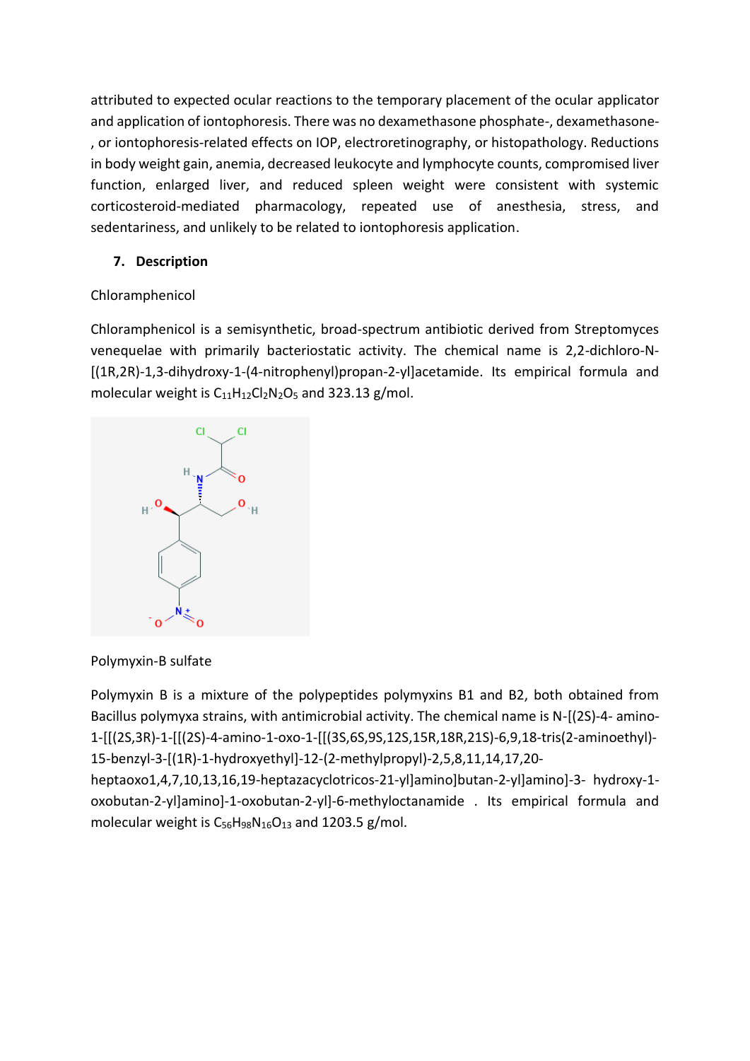attributed to expected ocular reactions to the temporary placement of the ocular applicator and application of iontophoresis. There was no dexamethasone phosphate-, dexamethasone-, or iontophoresis-related effects on IOP, electroretinography, or histopathology. Reductions in body weight gain, anemia, decreased leukocyte and lymphocyte counts, compromised liver function, enlarged liver, and reduced spleen weight were consistent with systemic corticosteroid-mediated pharmacology, repeated use of anesthesia, stress, and sedentariness, and unlikely to be related to iontophoresis application.

## 7. Description

Chloramphenicol

Chloramphenicol is a semisynthetic, broad-spectrum antibiotic derived from Streptomyces venequelae with primarily bacteriostatic activity. The chemical name is 2,2-dichloro-N-[(1R,2R)-1,3-dihydroxy-1-(4-nitrophenyl)propan-2-yl]acetamide. Its empirical formula and molecular weight is $C_{11}H_{12}Cl_2N_2O_5$ and 323.13 g/mol.

Polymyxin-B sulfate

Polymyxin B is a mixture of the polypeptides polymyxins B1 and B2, both obtained from Bacillus polymyxa strains, with antimicrobial activity. The chemical name is N-[(2S)-4- amino-1-[[(2S,3R)-1-[[(2S)-4-amino-1-oxo-1-[[(3S,6S,9S,12S,15R,18R,21S)-6,9,18-tris(2-aminoethyl)-15-benzyl-3-[(1R)-1-hydroxyethyl]-12-(2-methylpropyl)-2,5,8,11,14,17,20-heptaoxo1,4,7,10,13,16,19-heptazacyclotricos-21-yl]amino]butan-2-yl]amino]-3- hydroxy-1-oxobutan-2-yl]amino]-1-oxobutan-2-yl]-6-methyloctanamide . Its empirical formula and molecular weight is $C_{56}H_{98}N_{16}O_{13}$ and 1203.5 g/mol.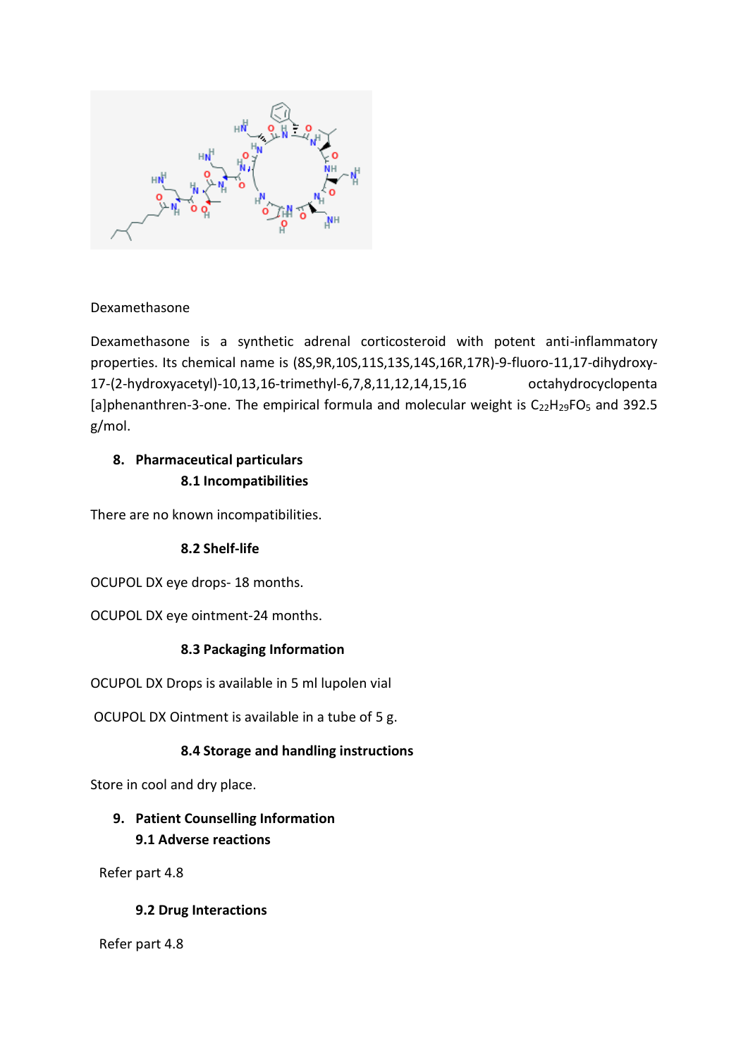Dexamethasone

Dexamethasone is a synthetic adrenal corticosteroid with potent anti-inflammatory properties. Its chemical name is (8S,9R,10S,11S,13S,14S,16R,17R)-9-fluoro-11,17-dihydroxy-17-(2-hydroxyacetyl)-10,13,16-trimethyl-6,7,8,11,12,14,15,16 octahydrocyclopenta [a]phenanthren-3-one. The empirical formula and molecular weight is $C_{22}H_{29}FO_5$ and 392.5 g/mol.

## 8. Pharmaceutical particulars

### 8.1 Incompatibilities

There are no known incompatibilities.

### 8.2 Shelf-life

OCUPOL DX eye drops- 18 months.

OCUPOL DX eye ointment-24 months.

### 8.3 Packaging Information

OCUPOL DX Drops is available in 5 ml lupolen vial

OCUPOL DX Ointment is available in a tube of 5 g.

### 8.4 Storage and handling instructions

Store in cool and dry place.

## 9. Patient Counselling Information

### 9.1 Adverse reactions

Refer part 4.8

### 9.2 Drug Interactions

Refer part 4.8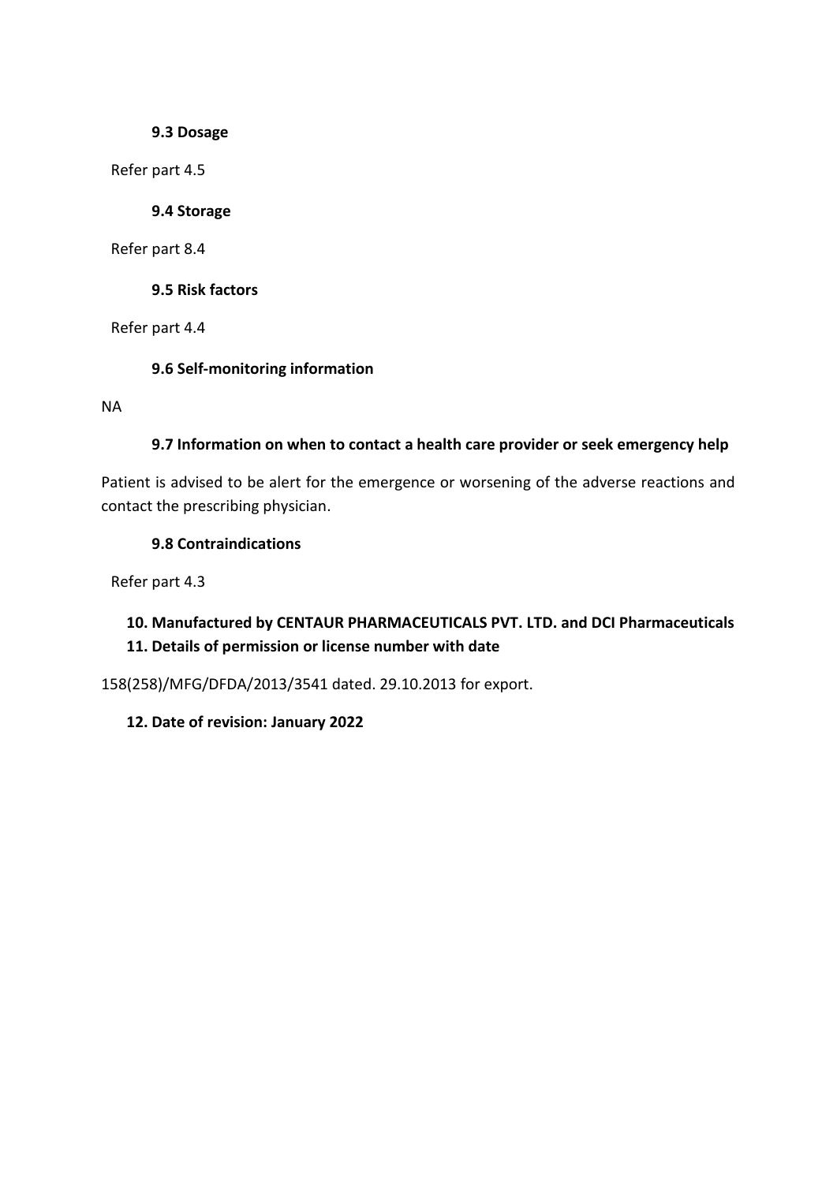### 9.3 Dosage

Refer part 4.5

### 9.4 Storage

Refer part 8.4

### 9.5 Risk factors

Refer part 4.4

### 9.6 Self-monitoring information

NA

### 9.7 Information on when to contact a health care provider or seek emergency help

Patient is advised to be alert for the emergence or worsening of the adverse reactions and contact the prescribing physician.

### 9.8 Contraindications

Refer part 4.3

## 10. Manufactured by CENTAUR PHARMACEUTICALS PVT. LTD. and DCI Pharmaceuticals

## 11. Details of permission or license number with date

158(258)/MFG/DFDA/2013/3541 dated. 29.10.2013 for export.

## 12. Date of revision: January 2022